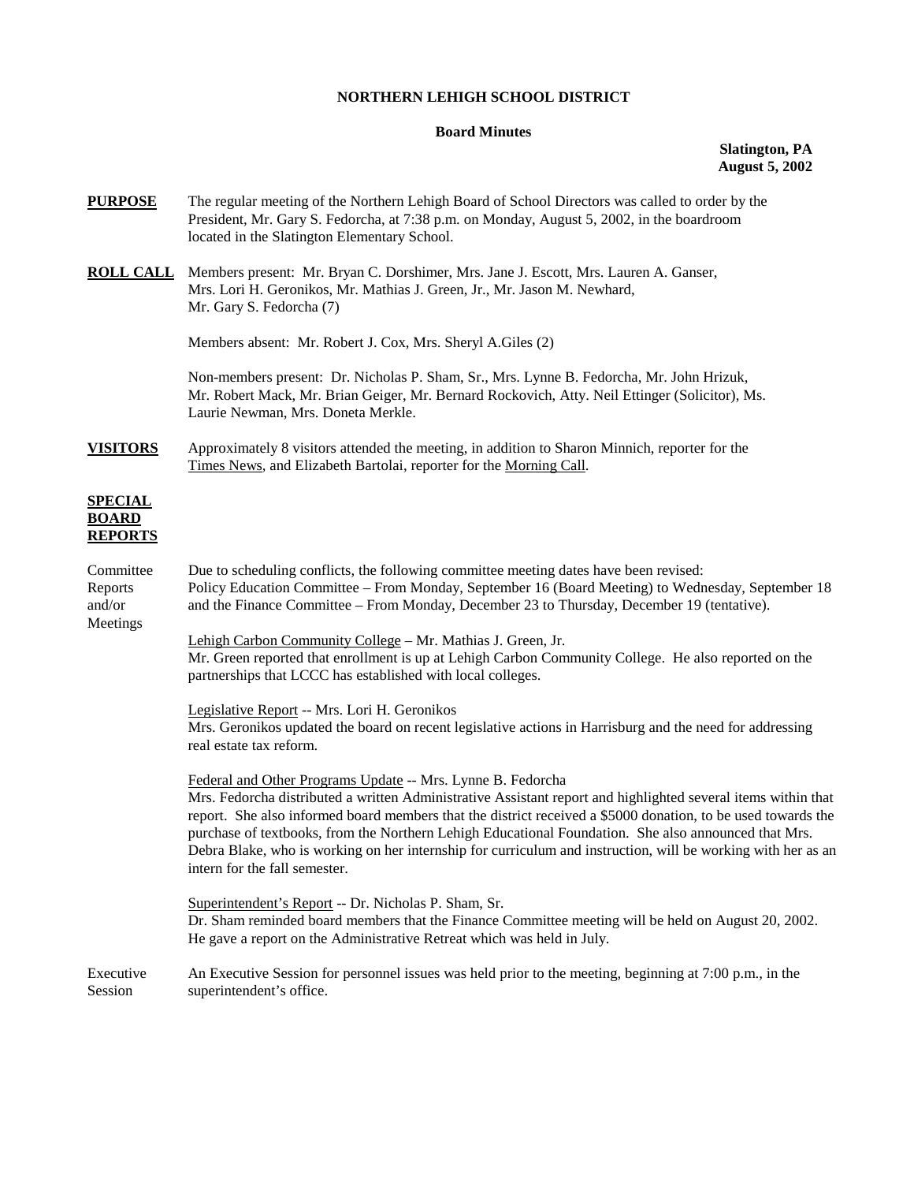# NORTHERN LEHIGH SCHOOL DISTRICT

## Board Minutes

**Slatington, PA**
**August 5, 2002**

**PURPOSE** The regular meeting of the Northern Lehigh Board of School Directors was called to order by the President, Mr. Gary S. Fedorcha, at 7:38 p.m. on Monday, August 5, 2002, in the boardroom located in the Slatington Elementary School.

**ROLL CALL** Members present: Mr. Bryan C. Dorshimer, Mrs. Jane J. Escott, Mrs. Lauren A. Ganser, Mrs. Lori H. Geronikos, Mr. Mathias J. Green, Jr., Mr. Jason M. Newhard, Mr. Gary S. Fedorcha (7)

Members absent: Mr. Robert J. Cox, Mrs. Sheryl A.Giles (2)

Non-members present: Dr. Nicholas P. Sham, Sr., Mrs. Lynne B. Fedorcha, Mr. John Hrizuk, Mr. Robert Mack, Mr. Brian Geiger, Mr. Bernard Rockovich, Atty. Neil Ettinger (Solicitor), Ms. Laurie Newman, Mrs. Doneta Merkle.

**VISITORS** Approximately 8 visitors attended the meeting, in addition to Sharon Minnich, reporter for the Times News, and Elizabeth Bartolai, reporter for the Morning Call.

**SPECIAL BOARD REPORTS**

Committee Reports and/or Meetings

Due to scheduling conflicts, the following committee meeting dates have been revised: Policy Education Committee – From Monday, September 16 (Board Meeting) to Wednesday, September 18 and the Finance Committee – From Monday, December 23 to Thursday, December 19 (tentative).

Lehigh Carbon Community College – Mr. Mathias J. Green, Jr.
Mr. Green reported that enrollment is up at Lehigh Carbon Community College. He also reported on the partnerships that LCCC has established with local colleges.

Legislative Report -- Mrs. Lori H. Geronikos
Mrs. Geronikos updated the board on recent legislative actions in Harrisburg and the need for addressing real estate tax reform.

Federal and Other Programs Update -- Mrs. Lynne B. Fedorcha
Mrs. Fedorcha distributed a written Administrative Assistant report and highlighted several items within that report. She also informed board members that the district received a $5000 donation, to be used towards the purchase of textbooks, from the Northern Lehigh Educational Foundation. She also announced that Mrs. Debra Blake, who is working on her internship for curriculum and instruction, will be working with her as an intern for the fall semester.

Superintendent's Report -- Dr. Nicholas P. Sham, Sr.
Dr. Sham reminded board members that the Finance Committee meeting will be held on August 20, 2002. He gave a report on the Administrative Retreat which was held in July.

Executive Session

An Executive Session for personnel issues was held prior to the meeting, beginning at 7:00 p.m., in the superintendent's office.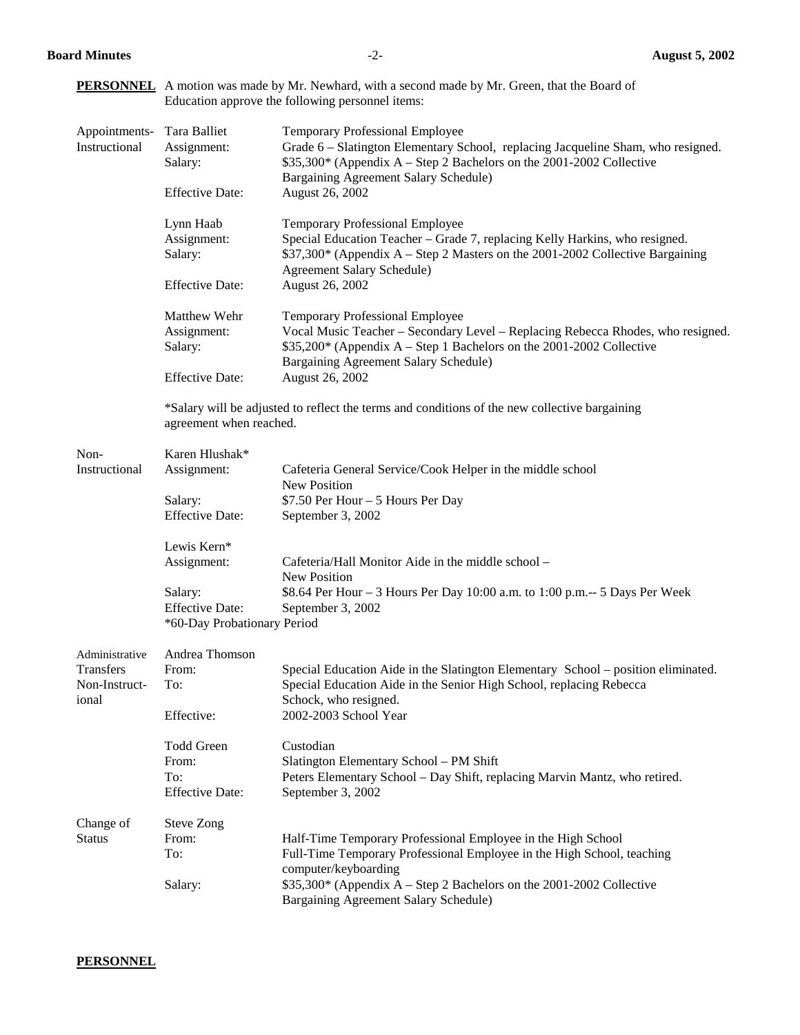**PERSONNEL** A motion was made by Mr. Newhard, with a second made by Mr. Green, that the Board of Education approve the following personnel items:

| | | |
|---|---|---|
| Appointments-Instructional | Tara Balliet | Temporary Professional Employee |
| | Assignment: | Grade 6 – Slatington Elementary School, replacing Jacqueline Sham, who resigned. |
| | Salary: | $35,300* (Appendix A – Step 2 Bachelors on the 2001-2002 Collective Bargaining Agreement Salary Schedule) |
| | Effective Date: | August 26, 2002 |
| | Lynn Haab | Temporary Professional Employee |
| | Assignment: | Special Education Teacher – Grade 7, replacing Kelly Harkins, who resigned. |
| | Salary: | $37,300* (Appendix A – Step 2 Masters on the 2001-2002 Collective Bargaining Agreement Salary Schedule) |
| | Effective Date: | August 26, 2002 |
| | Matthew Wehr | Temporary Professional Employee |
| | Assignment: | Vocal Music Teacher – Secondary Level – Replacing Rebecca Rhodes, who resigned. |
| | Salary: | $35,200* (Appendix A – Step 1 Bachelors on the 2001-2002 Collective Bargaining Agreement Salary Schedule) |
| | Effective Date: | August 26, 2002 |

*Salary will be adjusted to reflect the terms and conditions of the new collective bargaining agreement when reached.

| | | |
|---|---|---|
| Non-Instructional | Karen Hlushak* | |
| | Assignment: | Cafeteria General Service/Cook Helper in the middle school New Position |
| | Salary: | $7.50 Per Hour – 5 Hours Per Day |
| | Effective Date: | September 3, 2002 |
| | Lewis Kern* | |
| | Assignment: | Cafeteria/Hall Monitor Aide in the middle school – New Position |
| | Salary: | $8.64 Per Hour – 3 Hours Per Day 10:00 a.m. to 1:00 p.m.-- 5 Days Per Week |
| | Effective Date: | September 3, 2002 |
| | *60-Day Probationary Period | |

| | | |
|---|---|---|
| Administrative Transfers Non-Instructional | Andrea Thomson | |
| | From: | Special Education Aide in the Slatington Elementary School – position eliminated. |
| | To: | Special Education Aide in the Senior High School, replacing Rebecca Schock, who resigned. |
| | Effective: | 2002-2003 School Year |
| | Todd Green | Custodian |
| | From: | Slatington Elementary School – PM Shift |
| | To: | Peters Elementary School – Day Shift, replacing Marvin Mantz, who retired. |
| | Effective Date: | September 3, 2002 |

| | | |
|---|---|---|
| Change of Status | Steve Zong | |
| | From: | Half-Time Temporary Professional Employee in the High School |
| | To: | Full-Time Temporary Professional Employee in the High School, teaching computer/keyboarding |
| | Salary: | $35,300* (Appendix A – Step 2 Bachelors on the 2001-2002 Collective Bargaining Agreement Salary Schedule) |

**PERSONNEL**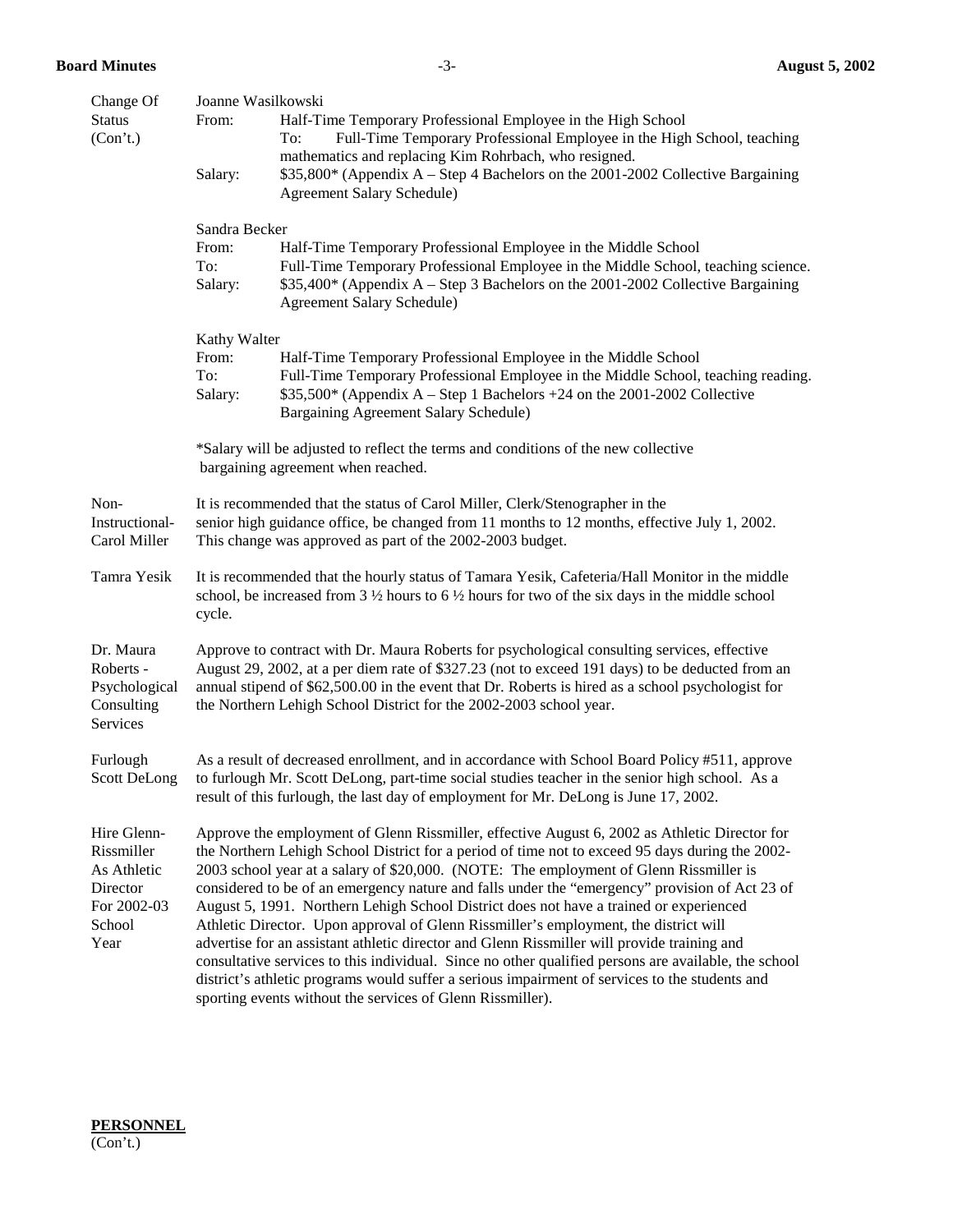Change Of Status (Con't.)

Joanne Wasilkowski
From: Half-Time Temporary Professional Employee in the High School
To: Full-Time Temporary Professional Employee in the High School, teaching mathematics and replacing Kim Rohrbach, who resigned.
Salary: $35,800* (Appendix A – Step 4 Bachelors on the 2001-2002 Collective Bargaining Agreement Salary Schedule)

Sandra Becker
From: Half-Time Temporary Professional Employee in the Middle School
To: Full-Time Temporary Professional Employee in the Middle School, teaching science.
Salary: $35,400* (Appendix A – Step 3 Bachelors on the 2001-2002 Collective Bargaining Agreement Salary Schedule)

Kathy Walter
From: Half-Time Temporary Professional Employee in the Middle School
To: Full-Time Temporary Professional Employee in the Middle School, teaching reading.
Salary: $35,500* (Appendix A – Step 1 Bachelors +24 on the 2001-2002 Collective Bargaining Agreement Salary Schedule)

*Salary will be adjusted to reflect the terms and conditions of the new collective bargaining agreement when reached.

Non-Instructional- Carol Miller

It is recommended that the status of Carol Miller, Clerk/Stenographer in the senior high guidance office, be changed from 11 months to 12 months, effective July 1, 2002. This change was approved as part of the 2002-2003 budget.

Tamra Yesik

It is recommended that the hourly status of Tamara Yesik, Cafeteria/Hall Monitor in the middle school, be increased from 3 ½ hours to 6 ½ hours for two of the six days in the middle school cycle.

Dr. Maura Roberts - Psychological Consulting Services

Approve to contract with Dr. Maura Roberts for psychological consulting services, effective August 29, 2002, at a per diem rate of $327.23 (not to exceed 191 days) to be deducted from an annual stipend of $62,500.00 in the event that Dr. Roberts is hired as a school psychologist for the Northern Lehigh School District for the 2002-2003 school year.

Furlough Scott DeLong

As a result of decreased enrollment, and in accordance with School Board Policy #511, approve to furlough Mr. Scott DeLong, part-time social studies teacher in the senior high school. As a result of this furlough, the last day of employment for Mr. DeLong is June 17, 2002.

Hire Glenn-Rissmiller As Athletic Director For 2002-03 School Year

Approve the employment of Glenn Rissmiller, effective August 6, 2002 as Athletic Director for the Northern Lehigh School District for a period of time not to exceed 95 days during the 2002-2003 school year at a salary of $20,000. (NOTE: The employment of Glenn Rissmiller is considered to be of an emergency nature and falls under the "emergency" provision of Act 23 of August 5, 1991. Northern Lehigh School District does not have a trained or experienced Athletic Director. Upon approval of Glenn Rissmiller's employment, the district will advertise for an assistant athletic director and Glenn Rissmiller will provide training and consultative services to this individual. Since no other qualified persons are available, the school district's athletic programs would suffer a serious impairment of services to the students and sporting events without the services of Glenn Rissmiller).

**PERSONNEL**
(Con't.)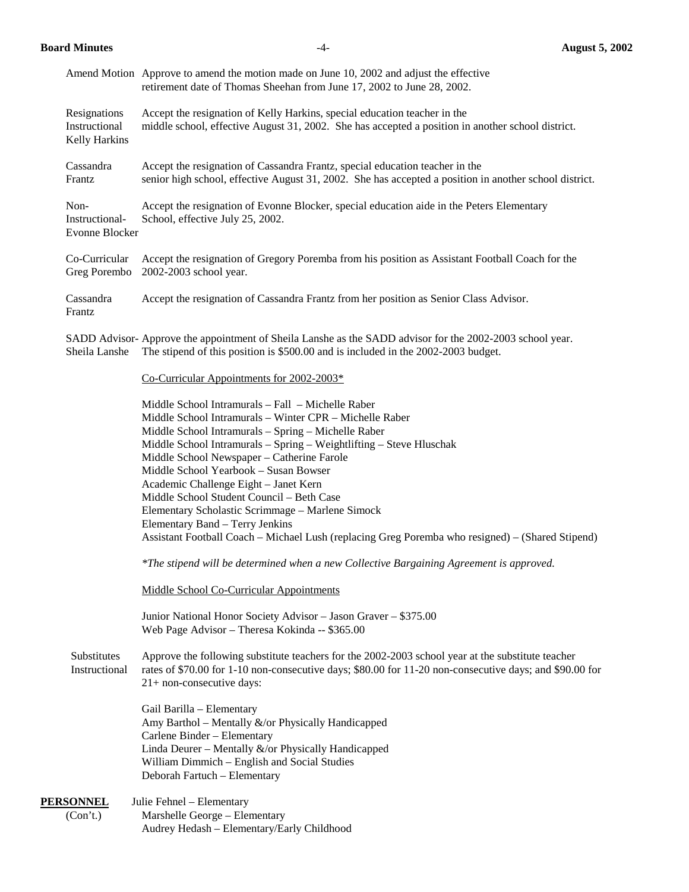Amend Motion Approve to amend the motion made on June 10, 2002 and adjust the effective retirement date of Thomas Sheehan from June 17, 2002 to June 28, 2002.

Resignations Instructional Kelly Harkins — Accept the resignation of Kelly Harkins, special education teacher in the middle school, effective August 31, 2002. She has accepted a position in another school district.

Cassandra Frantz — Accept the resignation of Cassandra Frantz, special education teacher in the senior high school, effective August 31, 2002. She has accepted a position in another school district.

Non-Instructional- Evonne Blocker — Accept the resignation of Evonne Blocker, special education aide in the Peters Elementary School, effective July 25, 2002.

Co-Curricular Greg Porembo — Accept the resignation of Gregory Poremba from his position as Assistant Football Coach for the 2002-2003 school year.

Cassandra Frantz — Accept the resignation of Cassandra Frantz from her position as Senior Class Advisor.

SADD Advisor- Sheila Lanshe — Approve the appointment of Sheila Lanshe as the SADD advisor for the 2002-2003 school year. The stipend of this position is $500.00 and is included in the 2002-2003 budget.

Co-Curricular Appointments for 2002-2003*

Middle School Intramurals – Fall – Michelle Raber
Middle School Intramurals – Winter CPR – Michelle Raber
Middle School Intramurals – Spring – Michelle Raber
Middle School Intramurals – Spring – Weightlifting – Steve Hluschak
Middle School Newspaper – Catherine Farole
Middle School Yearbook – Susan Bowser
Academic Challenge Eight – Janet Kern
Middle School Student Council – Beth Case
Elementary Scholastic Scrimmage – Marlene Simock
Elementary Band – Terry Jenkins
Assistant Football Coach – Michael Lush (replacing Greg Poremba who resigned) – (Shared Stipend)

*\*The stipend will be determined when a new Collective Bargaining Agreement is approved.*

Middle School Co-Curricular Appointments

Junior National Honor Society Advisor – Jason Graver – $375.00
Web Page Advisor – Theresa Kokinda -- $365.00

Substitutes Instructional — Approve the following substitute teachers for the 2002-2003 school year at the substitute teacher rates of $70.00 for 1-10 non-consecutive days; $80.00 for 11-20 non-consecutive days; and $90.00 for 21+ non-consecutive days:

Gail Barilla – Elementary
Amy Barthol – Mentally &/or Physically Handicapped
Carlene Binder – Elementary
Linda Deurer – Mentally &/or Physically Handicapped
William Dimmich – English and Social Studies
Deborah Fartuch – Elementary

**PERSONNEL** (Con't.)

Julie Fehnel – Elementary
Marshelle George – Elementary
Audrey Hedash – Elementary/Early Childhood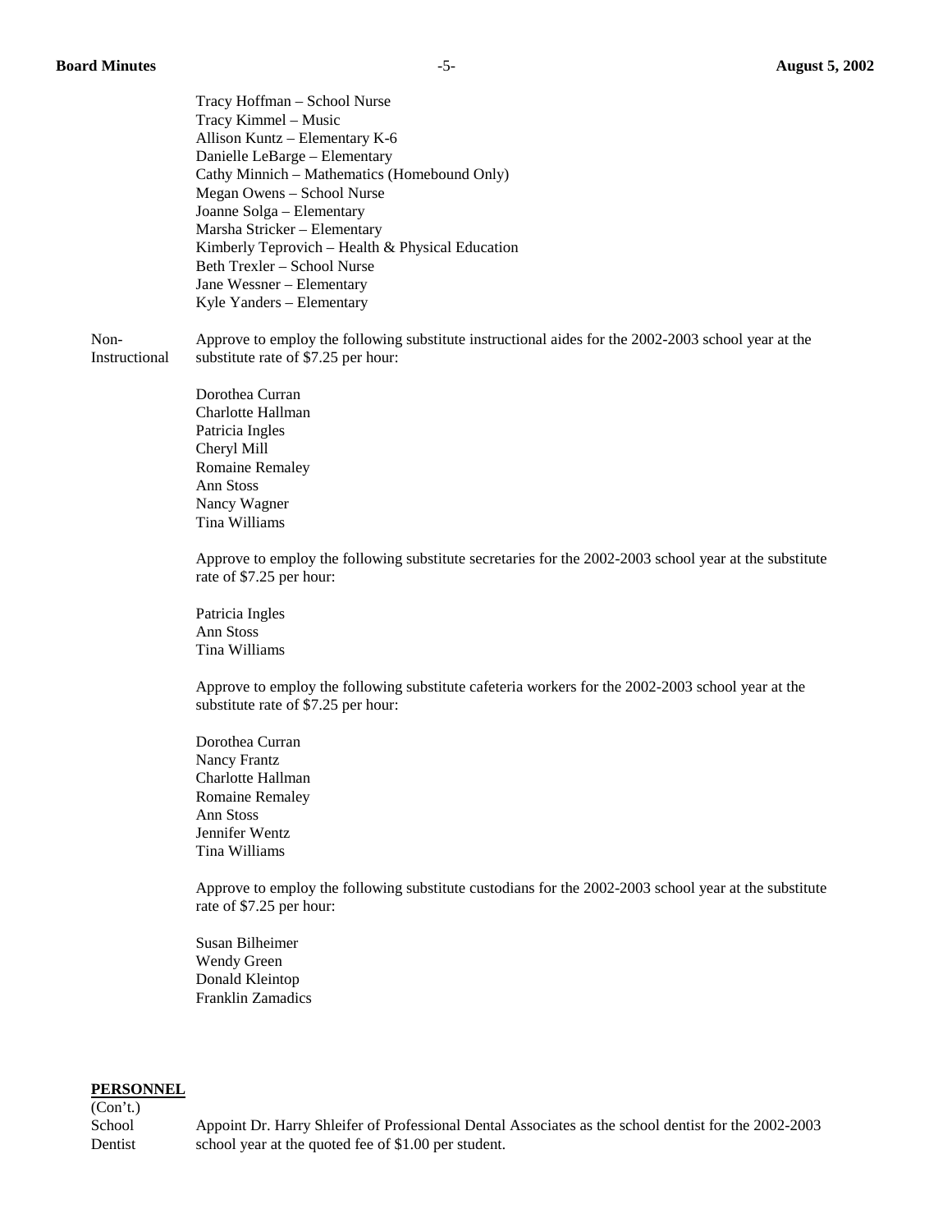Tracy Hoffman – School Nurse
Tracy Kimmel – Music
Allison Kuntz – Elementary K-6
Danielle LeBarge – Elementary
Cathy Minnich – Mathematics (Homebound Only)
Megan Owens – School Nurse
Joanne Solga – Elementary
Marsha Stricker – Elementary
Kimberly Teprovich – Health & Physical Education
Beth Trexler – School Nurse
Jane Wessner – Elementary
Kyle Yanders – Elementary

Non-Instructional

Approve to employ the following substitute instructional aides for the 2002-2003 school year at the substitute rate of $7.25 per hour:

Dorothea Curran
Charlotte Hallman
Patricia Ingles
Cheryl Mill
Romaine Remaley
Ann Stoss
Nancy Wagner
Tina Williams

Approve to employ the following substitute secretaries for the 2002-2003 school year at the substitute rate of $7.25 per hour:

Patricia Ingles
Ann Stoss
Tina Williams

Approve to employ the following substitute cafeteria workers for the 2002-2003 school year at the substitute rate of $7.25 per hour:

Dorothea Curran
Nancy Frantz
Charlotte Hallman
Romaine Remaley
Ann Stoss
Jennifer Wentz
Tina Williams

Approve to employ the following substitute custodians for the 2002-2003 school year at the substitute rate of $7.25 per hour:

Susan Bilheimer
Wendy Green
Donald Kleintop
Franklin Zamadics

**PERSONNEL**
(Con't.)

School Dentist

Appoint Dr. Harry Shleifer of Professional Dental Associates as the school dentist for the 2002-2003 school year at the quoted fee of $1.00 per student.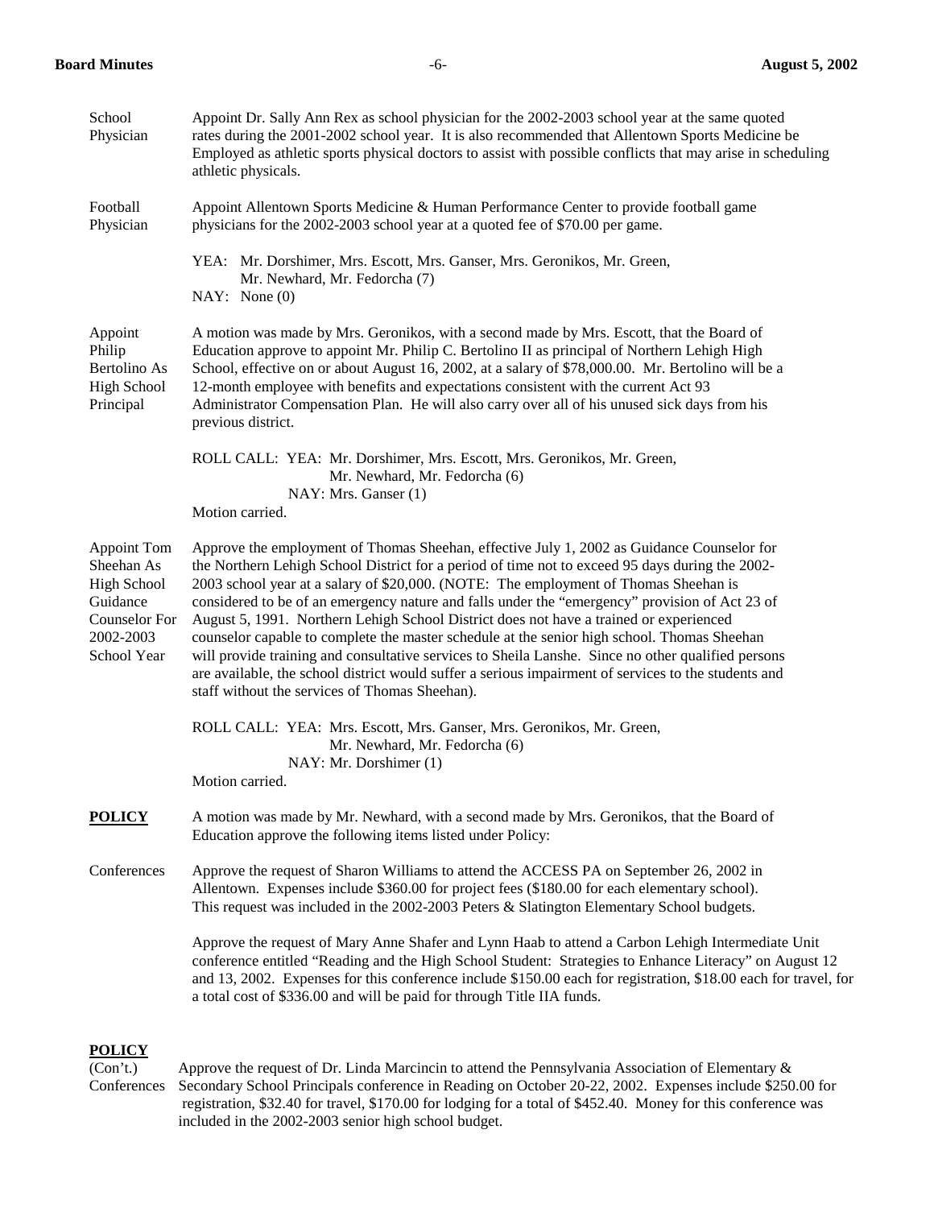**School Physician**

Appoint Dr. Sally Ann Rex as school physician for the 2002-2003 school year at the same quoted rates during the 2001-2002 school year. It is also recommended that Allentown Sports Medicine be Employed as athletic sports physical doctors to assist with possible conflicts that may arise in scheduling athletic physicals.

**Football Physician**

Appoint Allentown Sports Medicine & Human Performance Center to provide football game physicians for the 2002-2003 school year at a quoted fee of $70.00 per game.

YEA: Mr. Dorshimer, Mrs. Escott, Mrs. Ganser, Mrs. Geronikos, Mr. Green, Mr. Newhard, Mr. Fedorcha (7)
NAY: None (0)

**Appoint Philip Bertolino As High School Principal**

A motion was made by Mrs. Geronikos, with a second made by Mrs. Escott, that the Board of Education approve to appoint Mr. Philip C. Bertolino II as principal of Northern Lehigh High School, effective on or about August 16, 2002, at a salary of $78,000.00. Mr. Bertolino will be a 12-month employee with benefits and expectations consistent with the current Act 93 Administrator Compensation Plan. He will also carry over all of his unused sick days from his previous district.

ROLL CALL: YEA: Mr. Dorshimer, Mrs. Escott, Mrs. Geronikos, Mr. Green, Mr. Newhard, Mr. Fedorcha (6)
NAY: Mrs. Ganser (1)
Motion carried.

**Appoint Tom Sheehan As High School Guidance Counselor For 2002-2003 School Year**

Approve the employment of Thomas Sheehan, effective July 1, 2002 as Guidance Counselor for the Northern Lehigh School District for a period of time not to exceed 95 days during the 2002-2003 school year at a salary of $20,000. (NOTE: The employment of Thomas Sheehan is considered to be of an emergency nature and falls under the "emergency" provision of Act 23 of August 5, 1991. Northern Lehigh School District does not have a trained or experienced counselor capable to complete the master schedule at the senior high school. Thomas Sheehan will provide training and consultative services to Sheila Lanshe. Since no other qualified persons are available, the school district would suffer a serious impairment of services to the students and staff without the services of Thomas Sheehan).

ROLL CALL: YEA: Mrs. Escott, Mrs. Ganser, Mrs. Geronikos, Mr. Green, Mr. Newhard, Mr. Fedorcha (6)
NAY: Mr. Dorshimer (1)
Motion carried.

## POLICY

A motion was made by Mr. Newhard, with a second made by Mrs. Geronikos, that the Board of Education approve the following items listed under Policy:

**Conferences**

Approve the request of Sharon Williams to attend the ACCESS PA on September 26, 2002 in Allentown. Expenses include $360.00 for project fees ($180.00 for each elementary school). This request was included in the 2002-2003 Peters & Slatington Elementary School budgets.

Approve the request of Mary Anne Shafer and Lynn Haab to attend a Carbon Lehigh Intermediate Unit conference entitled "Reading and the High School Student: Strategies to Enhance Literacy" on August 12 and 13, 2002. Expenses for this conference include $150.00 each for registration, $18.00 each for travel, for a total cost of $336.00 and will be paid for through Title IIA funds.

## POLICY (Con't.)

**Conferences**

Approve the request of Dr. Linda Marcincin to attend the Pennsylvania Association of Elementary & Secondary School Principals conference in Reading on October 20-22, 2002. Expenses include $250.00 for registration, $32.40 for travel, $170.00 for lodging for a total of $452.40. Money for this conference was included in the 2002-2003 senior high school budget.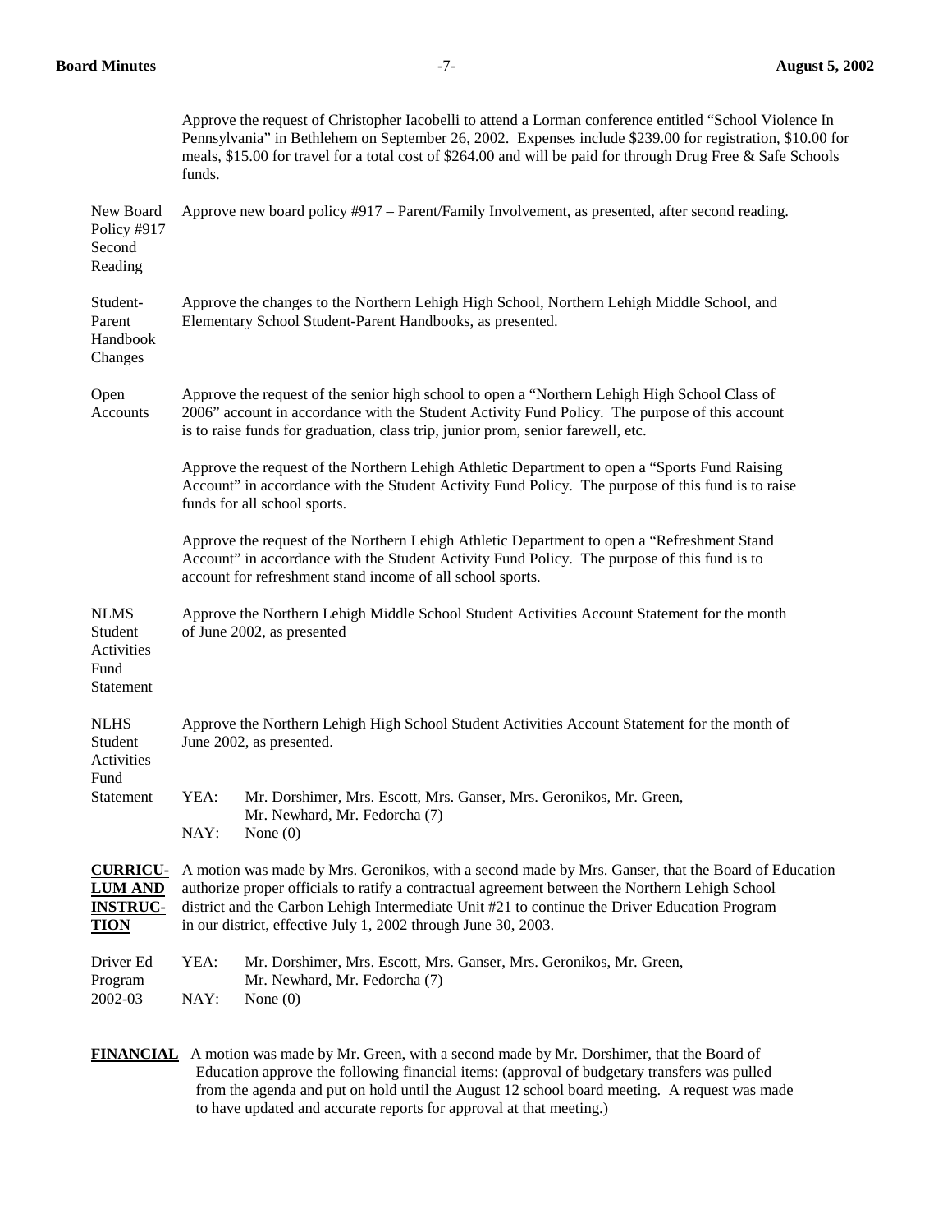Approve the request of Christopher Iacobelli to attend a Lorman conference entitled "School Violence In Pennsylvania" in Bethlehem on September 26, 2002. Expenses include $239.00 for registration, $10.00 for meals, $15.00 for travel for a total cost of $264.00 and will be paid for through Drug Free & Safe Schools funds.

New Board Policy #917 Second Reading

Approve new board policy #917 – Parent/Family Involvement, as presented, after second reading.

Student-Parent Handbook Changes

Approve the changes to the Northern Lehigh High School, Northern Lehigh Middle School, and Elementary School Student-Parent Handbooks, as presented.

Open Accounts

Approve the request of the senior high school to open a "Northern Lehigh High School Class of 2006" account in accordance with the Student Activity Fund Policy. The purpose of this account is to raise funds for graduation, class trip, junior prom, senior farewell, etc.

Approve the request of the Northern Lehigh Athletic Department to open a "Sports Fund Raising Account" in accordance with the Student Activity Fund Policy. The purpose of this fund is to raise funds for all school sports.

Approve the request of the Northern Lehigh Athletic Department to open a "Refreshment Stand Account" in accordance with the Student Activity Fund Policy. The purpose of this fund is to account for refreshment stand income of all school sports.

NLMS Student Activities Fund Statement

Approve the Northern Lehigh Middle School Student Activities Account Statement for the month of June 2002, as presented

NLHS Student Activities Fund Statement

Approve the Northern Lehigh High School Student Activities Account Statement for the month of June 2002, as presented.

YEA: Mr. Dorshimer, Mrs. Escott, Mrs. Ganser, Mrs. Geronikos, Mr. Green, Mr. Newhard, Mr. Fedorcha (7)
NAY: None (0)

**CURRICULUM AND INSTRUCTION**

A motion was made by Mrs. Geronikos, with a second made by Mrs. Ganser, that the Board of Education authorize proper officials to ratify a contractual agreement between the Northern Lehigh School district and the Carbon Lehigh Intermediate Unit #21 to continue the Driver Education Program in our district, effective July 1, 2002 through June 30, 2003.

Driver Ed Program 2002-03

YEA: Mr. Dorshimer, Mrs. Escott, Mrs. Ganser, Mrs. Geronikos, Mr. Green, Mr. Newhard, Mr. Fedorcha (7)
NAY: None (0)

**FINANCIAL** A motion was made by Mr. Green, with a second made by Mr. Dorshimer, that the Board of Education approve the following financial items: (approval of budgetary transfers was pulled from the agenda and put on hold until the August 12 school board meeting. A request was made to have updated and accurate reports for approval at that meeting.)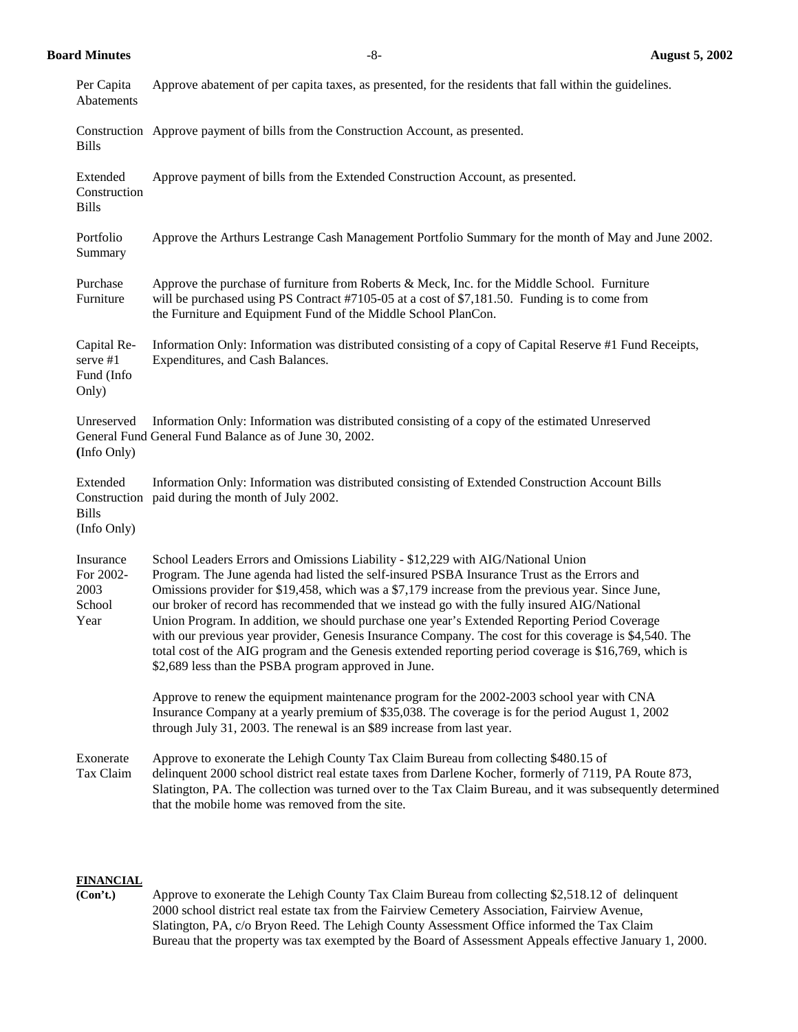| | |
|---|---|
| Per Capita Abatements | Approve abatement of per capita taxes, as presented, for the residents that fall within the guidelines. |
| Construction Bills | Approve payment of bills from the Construction Account, as presented. |
| Extended Construction Bills | Approve payment of bills from the Extended Construction Account, as presented. |
| Portfolio Summary | Approve the Arthurs Lestrange Cash Management Portfolio Summary for the month of May and June 2002. |
| Purchase Furniture | Approve the purchase of furniture from Roberts & Meck, Inc. for the Middle School. Furniture will be purchased using PS Contract #7105-05 at a cost of $7,181.50. Funding is to come from the Furniture and Equipment Fund of the Middle School PlanCon. |
| Capital Reserve #1 Fund (Info Only) | Information Only: Information was distributed consisting of a copy of Capital Reserve #1 Fund Receipts, Expenditures, and Cash Balances. |
| Unreserved General Fund (Info Only) | Information Only: Information was distributed consisting of a copy of the estimated Unreserved General Fund Balance as of June 30, 2002. |
| Extended Construction Bills (Info Only) | Information Only: Information was distributed consisting of Extended Construction Account Bills paid during the month of July 2002. |
| Insurance For 2002-2003 School Year | School Leaders Errors and Omissions Liability - $12,229 with AIG/National Union Program. The June agenda had listed the self-insured PSBA Insurance Trust as the Errors and Omissions provider for $19,458, which was a $7,179 increase from the previous year. Since June, our broker of record has recommended that we instead go with the fully insured AIG/National Union Program. In addition, we should purchase one year's Extended Reporting Period Coverage with our previous year provider, Genesis Insurance Company. The cost for this coverage is $4,540. The total cost of the AIG program and the Genesis extended reporting period coverage is $16,769, which is $2,689 less than the PSBA program approved in June. |
| | Approve to renew the equipment maintenance program for the 2002-2003 school year with CNA Insurance Company at a yearly premium of $35,038. The coverage is for the period August 1, 2002 through July 31, 2003. The renewal is an $89 increase from last year. |
| Exonerate Tax Claim | Approve to exonerate the Lehigh County Tax Claim Bureau from collecting $480.15 of delinquent 2000 school district real estate taxes from Darlene Kocher, formerly of 7119, PA Route 873, Slatington, PA. The collection was turned over to the Tax Claim Bureau, and it was subsequently determined that the mobile home was removed from the site. |

**FINANCIAL (Con't.)**

Approve to exonerate the Lehigh County Tax Claim Bureau from collecting $2,518.12 of delinquent 2000 school district real estate tax from the Fairview Cemetery Association, Fairview Avenue, Slatington, PA, c/o Bryon Reed. The Lehigh County Assessment Office informed the Tax Claim Bureau that the property was tax exempted by the Board of Assessment Appeals effective January 1, 2000.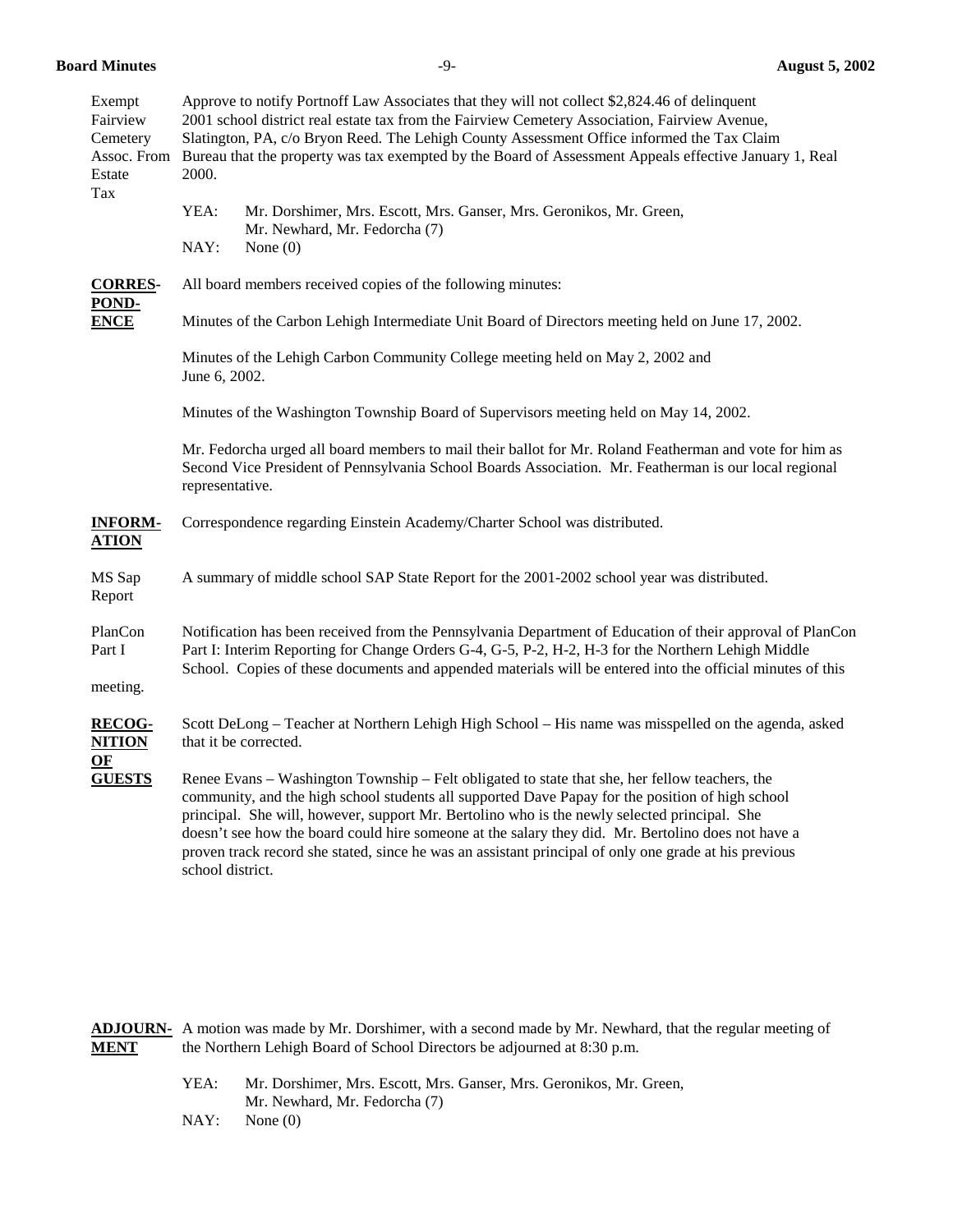**Exempt Fairview Cemetery Assoc. From Real Estate Tax**

Approve to notify Portnoff Law Associates that they will not collect $2,824.46 of delinquent 2001 school district real estate tax from the Fairview Cemetery Association, Fairview Avenue, Slatington, PA, c/o Bryon Reed. The Lehigh County Assessment Office informed the Tax Claim Bureau that the property was tax exempted by the Board of Assessment Appeals effective January 1, 2000.

YEA: Mr. Dorshimer, Mrs. Escott, Mrs. Ganser, Mrs. Geronikos, Mr. Green, Mr. Newhard, Mr. Fedorcha (7)
NAY: None (0)

**CORRESPONDENCE**

All board members received copies of the following minutes:

Minutes of the Carbon Lehigh Intermediate Unit Board of Directors meeting held on June 17, 2002.

Minutes of the Lehigh Carbon Community College meeting held on May 2, 2002 and June 6, 2002.

Minutes of the Washington Township Board of Supervisors meeting held on May 14, 2002.

Mr. Fedorcha urged all board members to mail their ballot for Mr. Roland Featherman and vote for him as Second Vice President of Pennsylvania School Boards Association. Mr. Featherman is our local regional representative.

**INFORMATION**

Correspondence regarding Einstein Academy/Charter School was distributed.

**MS Sap Report**

A summary of middle school SAP State Report for the 2001-2002 school year was distributed.

**PlanCon Part I**

Notification has been received from the Pennsylvania Department of Education of their approval of PlanCon Part I: Interim Reporting for Change Orders G-4, G-5, P-2, H-2, H-3 for the Northern Lehigh Middle School. Copies of these documents and appended materials will be entered into the official minutes of this meeting.

**RECOGNITION OF GUESTS**

Scott DeLong – Teacher at Northern Lehigh High School – His name was misspelled on the agenda, asked that it be corrected.

Renee Evans – Washington Township – Felt obligated to state that she, her fellow teachers, the community, and the high school students all supported Dave Papay for the position of high school principal. She will, however, support Mr. Bertolino who is the newly selected principal. She doesn't see how the board could hire someone at the salary they did. Mr. Bertolino does not have a proven track record she stated, since he was an assistant principal of only one grade at his previous school district.

**ADJOURNMENT**

A motion was made by Mr. Dorshimer, with a second made by Mr. Newhard, that the regular meeting of the Northern Lehigh Board of School Directors be adjourned at 8:30 p.m.

YEA: Mr. Dorshimer, Mrs. Escott, Mrs. Ganser, Mrs. Geronikos, Mr. Green, Mr. Newhard, Mr. Fedorcha (7)
NAY: None (0)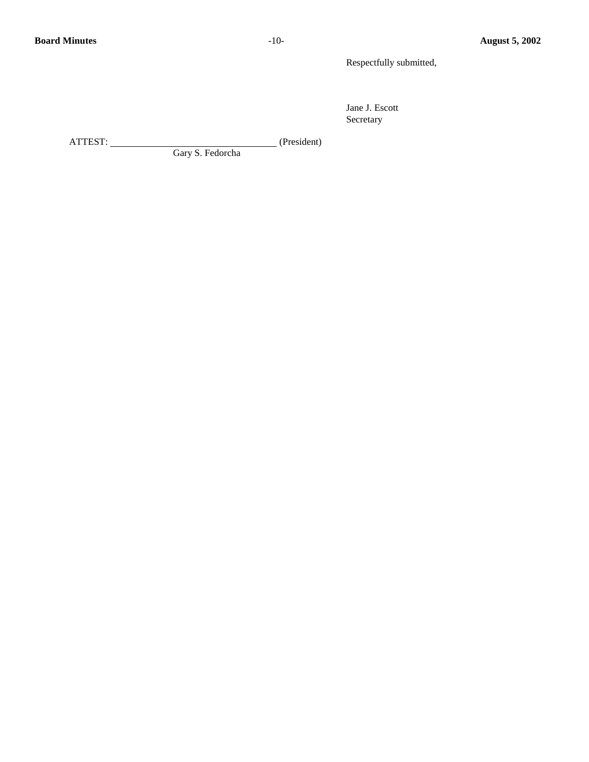Respectfully submitted,

Jane J. Escott
Secretary

ATTEST: ______________________________ (President)
Gary S. Fedorcha